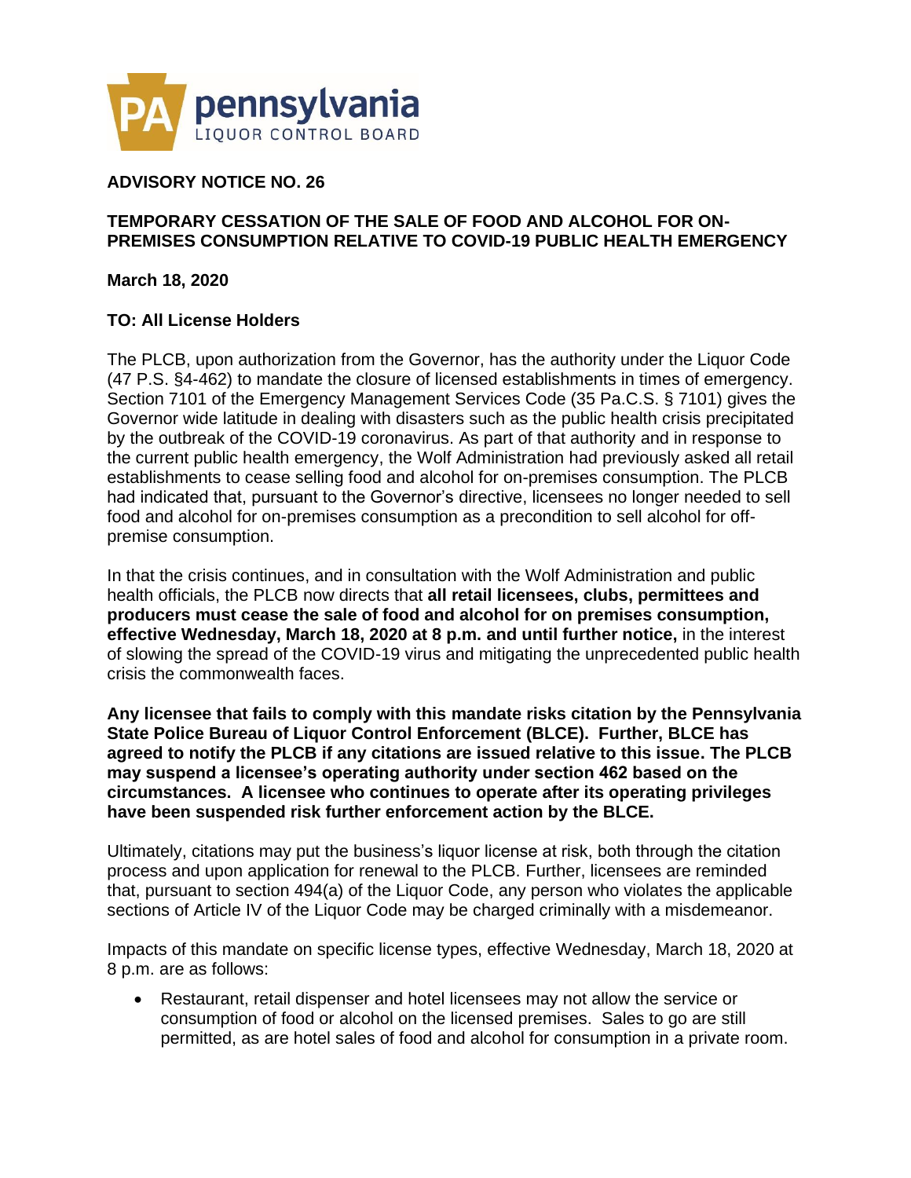**pennsylvania**
LIQUOR CONTROL BOARD

**ADVISORY NOTICE NO. 26**

**TEMPORARY CESSATION OF THE SALE OF FOOD AND ALCOHOL FOR ON-PREMISES CONSUMPTION RELATIVE TO COVID-19 PUBLIC HEALTH EMERGENCY**

**March 18, 2020**

**TO: All License Holders**

The PLCB, upon authorization from the Governor, has the authority under the Liquor Code (47 P.S. §4-462) to mandate the closure of licensed establishments in times of emergency. Section 7101 of the Emergency Management Services Code (35 Pa.C.S. § 7101) gives the Governor wide latitude in dealing with disasters such as the public health crisis precipitated by the outbreak of the COVID-19 coronavirus. As part of that authority and in response to the current public health emergency, the Wolf Administration had previously asked all retail establishments to cease selling food and alcohol for on-premises consumption. The PLCB had indicated that, pursuant to the Governor's directive, licensees no longer needed to sell food and alcohol for on-premises consumption as a precondition to sell alcohol for off-premise consumption.

In that the crisis continues, and in consultation with the Wolf Administration and public health officials, the PLCB now directs that **all retail licensees, clubs, permittees and producers must cease the sale of food and alcohol for on premises consumption, effective Wednesday, March 18, 2020 at 8 p.m. and until further notice,** in the interest of slowing the spread of the COVID-19 virus and mitigating the unprecedented public health crisis the commonwealth faces.

**Any licensee that fails to comply with this mandate risks citation by the Pennsylvania State Police Bureau of Liquor Control Enforcement (BLCE). Further, BLCE has agreed to notify the PLCB if any citations are issued relative to this issue. The PLCB may suspend a licensee's operating authority under section 462 based on the circumstances. A licensee who continues to operate after its operating privileges have been suspended risk further enforcement action by the BLCE.**

Ultimately, citations may put the business's liquor license at risk, both through the citation process and upon application for renewal to the PLCB. Further, licensees are reminded that, pursuant to section 494(a) of the Liquor Code, any person who violates the applicable sections of Article IV of the Liquor Code may be charged criminally with a misdemeanor.

Impacts of this mandate on specific license types, effective Wednesday, March 18, 2020 at 8 p.m. are as follows:

- Restaurant, retail dispenser and hotel licensees may not allow the service or consumption of food or alcohol on the licensed premises. Sales to go are still permitted, as are hotel sales of food and alcohol for consumption in a private room.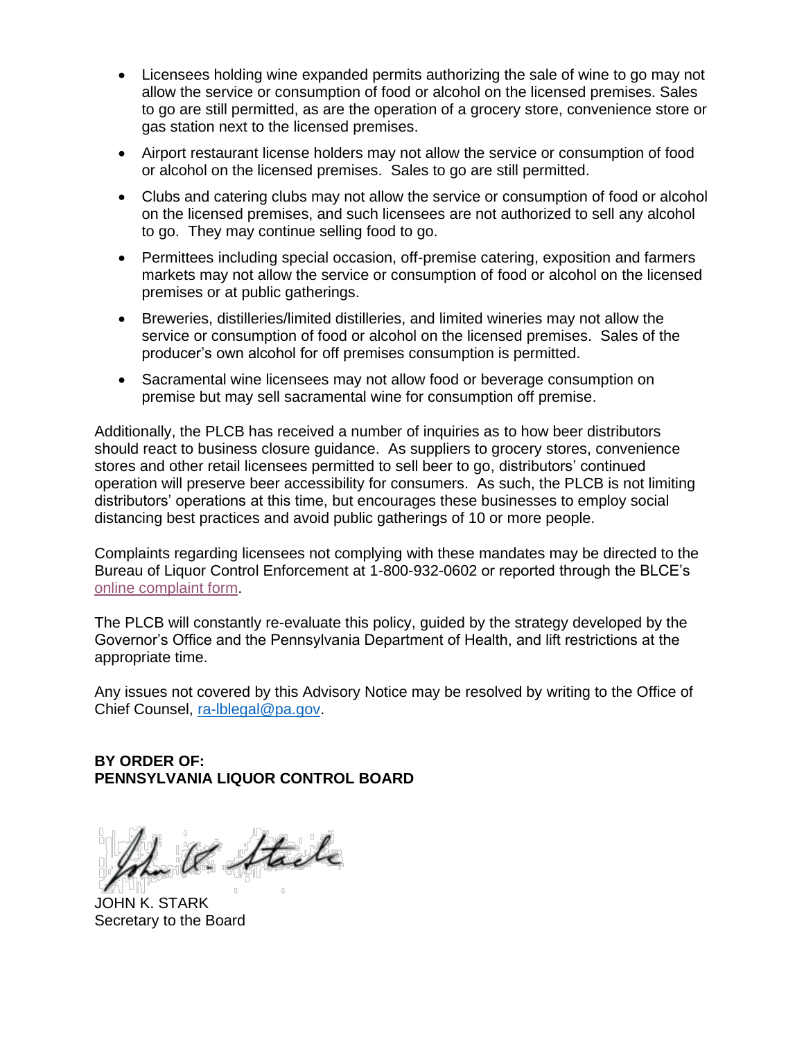- Licensees holding wine expanded permits authorizing the sale of wine to go may not allow the service or consumption of food or alcohol on the licensed premises. Sales to go are still permitted, as are the operation of a grocery store, convenience store or gas station next to the licensed premises.
- Airport restaurant license holders may not allow the service or consumption of food or alcohol on the licensed premises. Sales to go are still permitted.
- Clubs and catering clubs may not allow the service or consumption of food or alcohol on the licensed premises, and such licensees are not authorized to sell any alcohol to go. They may continue selling food to go.
- Permittees including special occasion, off-premise catering, exposition and farmers markets may not allow the service or consumption of food or alcohol on the licensed premises or at public gatherings.
- Breweries, distilleries/limited distilleries, and limited wineries may not allow the service or consumption of food or alcohol on the licensed premises. Sales of the producer's own alcohol for off premises consumption is permitted.
- Sacramental wine licensees may not allow food or beverage consumption on premise but may sell sacramental wine for consumption off premise.

Additionally, the PLCB has received a number of inquiries as to how beer distributors should react to business closure guidance. As suppliers to grocery stores, convenience stores and other retail licensees permitted to sell beer to go, distributors' continued operation will preserve beer accessibility for consumers. As such, the PLCB is not limiting distributors' operations at this time, but encourages these businesses to employ social distancing best practices and avoid public gatherings of 10 or more people.

Complaints regarding licensees not complying with these mandates may be directed to the Bureau of Liquor Control Enforcement at 1-800-932-0602 or reported through the BLCE's online complaint form.

The PLCB will constantly re-evaluate this policy, guided by the strategy developed by the Governor's Office and the Pennsylvania Department of Health, and lift restrictions at the appropriate time.

Any issues not covered by this Advisory Notice may be resolved by writing to the Office of Chief Counsel, ra-lblegal@pa.gov.

**BY ORDER OF:**
**PENNSYLVANIA LIQUOR CONTROL BOARD**

JOHN K. STARK
Secretary to the Board